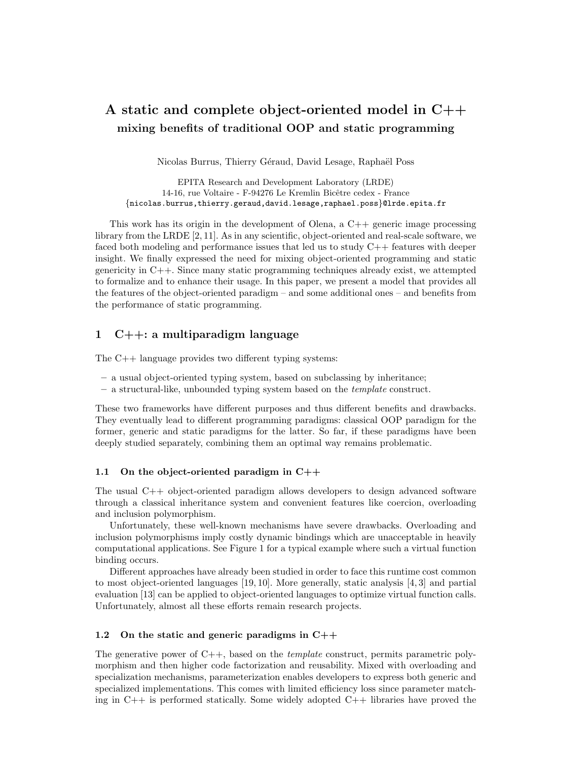# A static and complete object-oriented model in C++

## mixing benefits of traditional OOP and static programming

Nicolas Burrus, Thierry Géraud, David Lesage, Raphaël Poss

EPITA Research and Development Laboratory (LRDE)
14-16, rue Voltaire - F-94276 Le Kremlin Bicêtre cedex - France
{nicolas.burrus,thierry.geraud,david.lesage,raphael.poss}@lrde.epita.fr

This work has its origin in the development of Olena, a C++ generic image processing library from the LRDE [2, 11]. As in any scientific, object-oriented and real-scale software, we faced both modeling and performance issues that led us to study C++ features with deeper insight. We finally expressed the need for mixing object-oriented programming and static genericity in C++. Since many static programming techniques already exist, we attempted to formalize and to enhance their usage. In this paper, we present a model that provides all the features of the object-oriented paradigm – and some additional ones – and benefits from the performance of static programming.

## 1 C++: a multiparadigm language

The C++ language provides two different typing systems:

– a usual object-oriented typing system, based on subclassing by inheritance;
– a structural-like, unbounded typing system based on the *template* construct.

These two frameworks have different purposes and thus different benefits and drawbacks. They eventually lead to different programming paradigms: classical OOP paradigm for the former, generic and static paradigms for the latter. So far, if these paradigms have been deeply studied separately, combining them an optimal way remains problematic.

### 1.1 On the object-oriented paradigm in C++

The usual C++ object-oriented paradigm allows developers to design advanced software through a classical inheritance system and convenient features like coercion, overloading and inclusion polymorphism.

Unfortunately, these well-known mechanisms have severe drawbacks. Overloading and inclusion polymorphisms imply costly dynamic bindings which are unacceptable in heavily computational applications. See Figure 1 for a typical example where such a virtual function binding occurs.

Different approaches have already been studied in order to face this runtime cost common to most object-oriented languages [19, 10]. More generally, static analysis [4, 3] and partial evaluation [13] can be applied to object-oriented languages to optimize virtual function calls. Unfortunately, almost all these efforts remain research projects.

### 1.2 On the static and generic paradigms in C++

The generative power of C++, based on the *template* construct, permits parametric polymorphism and then higher code factorization and reusability. Mixed with overloading and specialization mechanisms, parameterization enables developers to express both generic and specialized implementations. This comes with limited efficiency loss since parameter matching in C++ is performed statically. Some widely adopted C++ libraries have proved the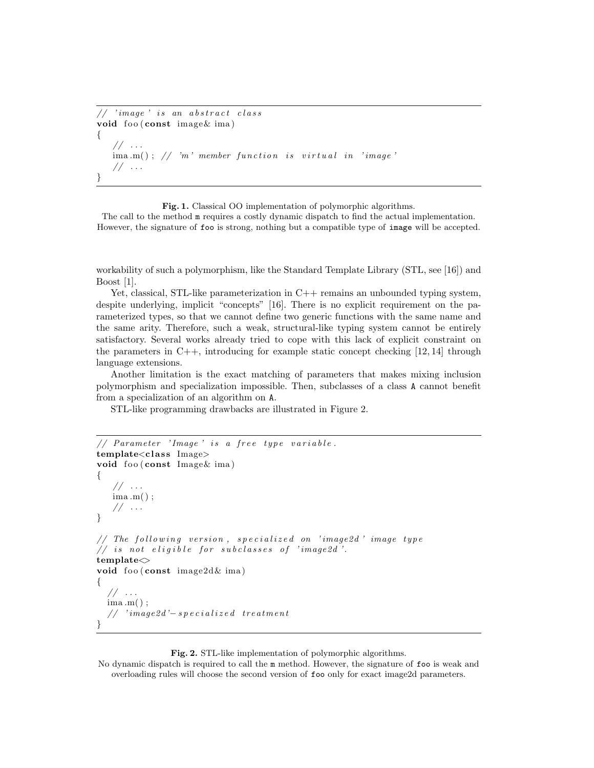```cpp
// 'image' is an abstract class
void foo(const image& ima)
{
    // ...
    ima.m(); // 'm' member function is virtual in 'image'
    // ...
}
```

**Fig. 1.** Classical OO implementation of polymorphic algorithms.
The call to the method `m` requires a costly dynamic dispatch to find the actual implementation. However, the signature of `foo` is strong, nothing but a compatible type of `image` will be accepted.

workability of such a polymorphism, like the Standard Template Library (STL, see [16]) and Boost [1].

Yet, classical, STL-like parameterization in C++ remains an unbounded typing system, despite underlying, implicit "concepts" [16]. There is no explicit requirement on the parameterized types, so that we cannot define two generic functions with the same name and the same arity. Therefore, such a weak, structural-like typing system cannot be entirely satisfactory. Several works already tried to cope with this lack of explicit constraint on the parameters in C++, introducing for example static concept checking [12, 14] through language extensions.

Another limitation is the exact matching of parameters that makes mixing inclusion polymorphism and specialization impossible. Then, subclasses of a class `A` cannot benefit from a specialization of an algorithm on `A`.

STL-like programming drawbacks are illustrated in Figure 2.

```cpp
// Parameter 'Image' is a free type variable.
template<class Image>
void foo(const Image& ima)
{
    // ...
    ima.m();
    // ...
}

// The following version, specialized on 'image2d' image type
// is not eligible for subclasses of 'image2d'.
template<>
void foo(const image2d& ima)
{
  // ...
  ima.m();
  // 'image2d'-specialized treatment
}
```

**Fig. 2.** STL-like implementation of polymorphic algorithms.
No dynamic dispatch is required to call the `m` method. However, the signature of `foo` is weak and overloading rules will choose the second version of `foo` only for exact image2d parameters.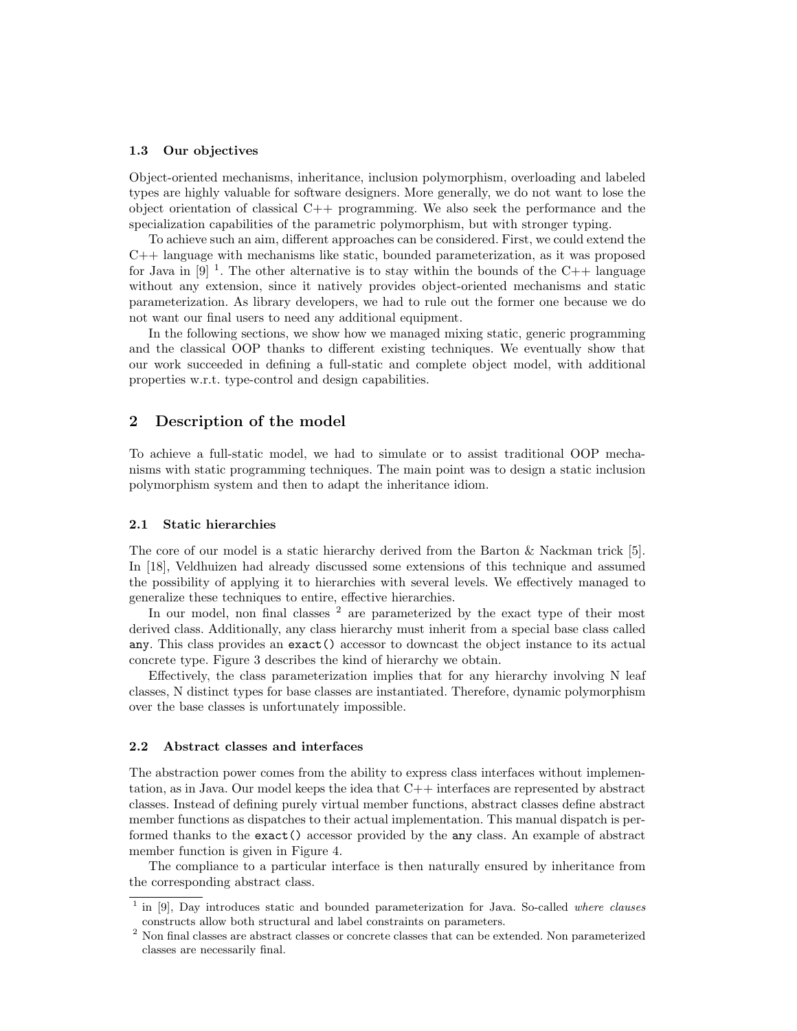### 1.3 Our objectives

Object-oriented mechanisms, inheritance, inclusion polymorphism, overloading and labeled types are highly valuable for software designers. More generally, we do not want to lose the object orientation of classical C++ programming. We also seek the performance and the specialization capabilities of the parametric polymorphism, but with stronger typing.

To achieve such an aim, different approaches can be considered. First, we could extend the C++ language with mechanisms like static, bounded parameterization, as it was proposed for Java in [9] [1]. The other alternative is to stay within the bounds of the C++ language without any extension, since it natively provides object-oriented mechanisms and static parameterization. As library developers, we had to rule out the former one because we do not want our final users to need any additional equipment.

In the following sections, we show how we managed mixing static, generic programming and the classical OOP thanks to different existing techniques. We eventually show that our work succeeded in defining a full-static and complete object model, with additional properties w.r.t. type-control and design capabilities.

## 2 Description of the model

To achieve a full-static model, we had to simulate or to assist traditional OOP mechanisms with static programming techniques. The main point was to design a static inclusion polymorphism system and then to adapt the inheritance idiom.

### 2.1 Static hierarchies

The core of our model is a static hierarchy derived from the Barton & Nackman trick [5]. In [18], Veldhuizen had already discussed some extensions of this technique and assumed the possibility of applying it to hierarchies with several levels. We effectively managed to generalize these techniques to entire, effective hierarchies.

In our model, non final classes [2] are parameterized by the exact type of their most derived class. Additionally, any class hierarchy must inherit from a special base class called `any`. This class provides an `exact()` accessor to downcast the object instance to its actual concrete type. Figure 3 describes the kind of hierarchy we obtain.

Effectively, the class parameterization implies that for any hierarchy involving N leaf classes, N distinct types for base classes are instantiated. Therefore, dynamic polymorphism over the base classes is unfortunately impossible.

### 2.2 Abstract classes and interfaces

The abstraction power comes from the ability to express class interfaces without implementation, as in Java. Our model keeps the idea that C++ interfaces are represented by abstract classes. Instead of defining purely virtual member functions, abstract classes define abstract member functions as dispatches to their actual implementation. This manual dispatch is performed thanks to the `exact()` accessor provided by the `any` class. An example of abstract member function is given in Figure 4.

The compliance to a particular interface is then naturally ensured by inheritance from the corresponding abstract class.

---

[1] in [9], Day introduces static and bounded parameterization for Java. So-called *where clauses* constructs allow both structural and label constraints on parameters.

[2] Non final classes are abstract classes or concrete classes that can be extended. Non parameterized classes are necessarily final.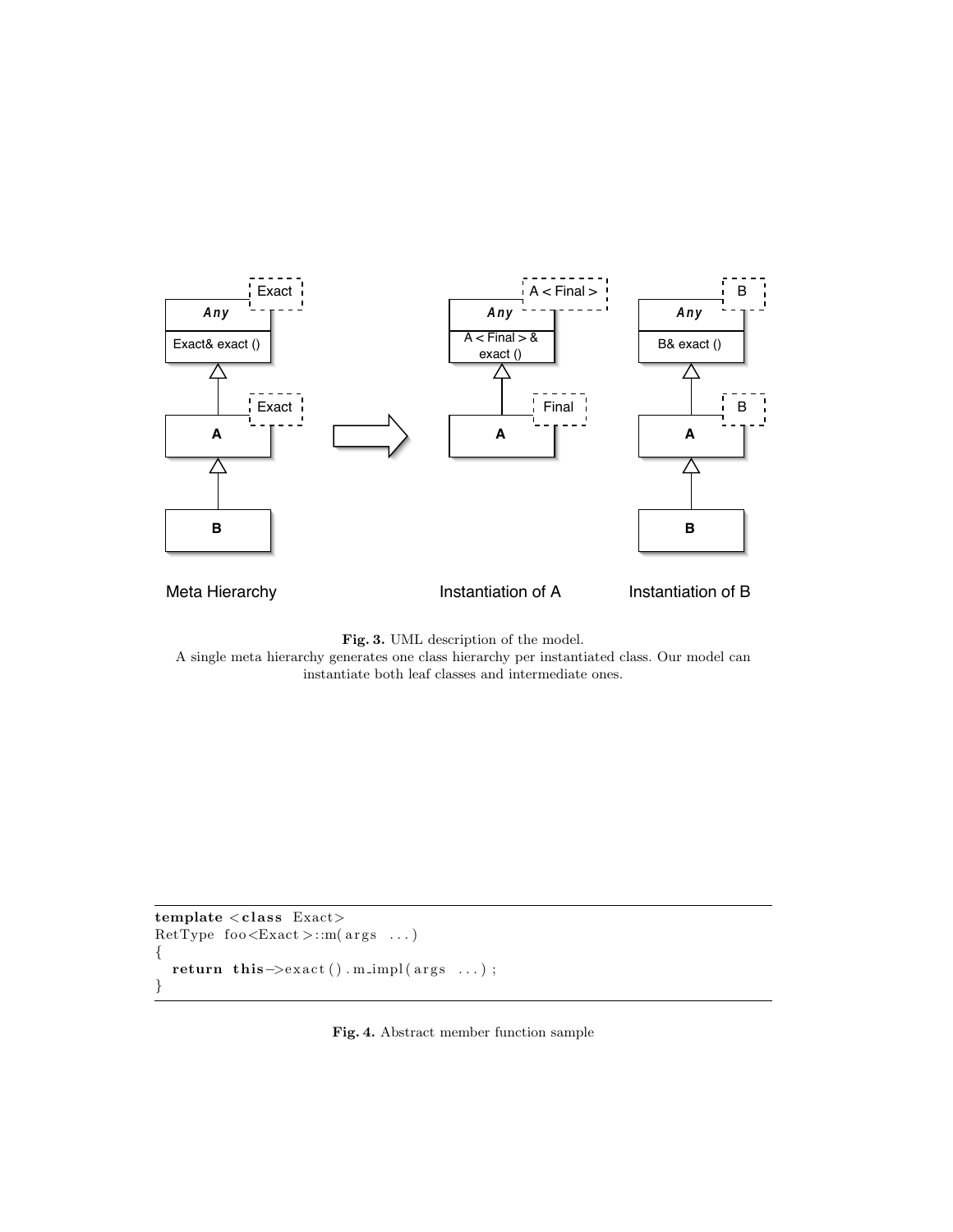**Fig. 3.** UML description of the model.
A single meta hierarchy generates one class hierarchy per instantiated class. Our model can instantiate both leaf classes and intermediate ones.

```
template <class Exact>
RetType foo<Exact>::m(args ...)
{
  return this->exact().m_impl(args ...);
}
```

**Fig. 4.** Abstract member function sample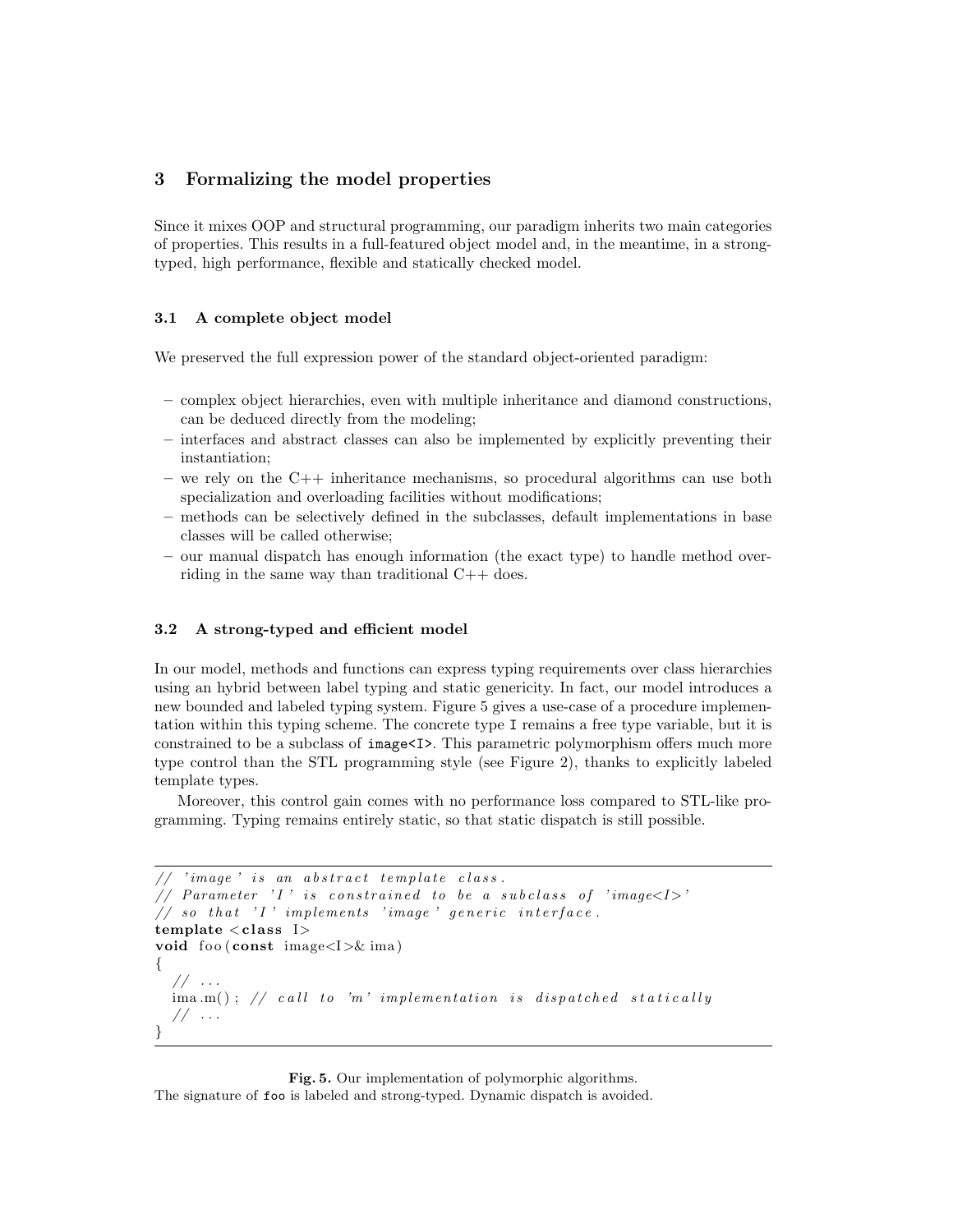## 3 Formalizing the model properties

Since it mixes OOP and structural programming, our paradigm inherits two main categories of properties. This results in a full-featured object model and, in the meantime, in a strong-typed, high performance, flexible and statically checked model.

### 3.1 A complete object model

We preserved the full expression power of the standard object-oriented paradigm:

– complex object hierarchies, even with multiple inheritance and diamond constructions, can be deduced directly from the modeling;
– interfaces and abstract classes can also be implemented by explicitly preventing their instantiation;
– we rely on the C++ inheritance mechanisms, so procedural algorithms can use both specialization and overloading facilities without modifications;
– methods can be selectively defined in the subclasses, default implementations in base classes will be called otherwise;
– our manual dispatch has enough information (the exact type) to handle method overriding in the same way than traditional C++ does.

### 3.2 A strong-typed and efficient model

In our model, methods and functions can express typing requirements over class hierarchies using an hybrid between label typing and static genericity. In fact, our model introduces a new bounded and labeled typing system. Figure 5 gives a use-case of a procedure implementation within this typing scheme. The concrete type `I` remains a free type variable, but it is constrained to be a subclass of `image<I>`. This parametric polymorphism offers much more type control than the STL programming style (see Figure 2), thanks to explicitly labeled template types.

Moreover, this control gain comes with no performance loss compared to STL-like programming. Typing remains entirely static, so that static dispatch is still possible.

```
// 'image' is an abstract template class.
// Parameter 'I' is constrained to be a subclass of 'image<I>'
// so that 'I' implements 'image' generic interface.
template <class I>
void foo(const image<I>& ima)
{
  // ...
  ima.m(); // call to 'm' implementation is dispatched statically
  // ...
}
```

**Fig. 5.** Our implementation of polymorphic algorithms.
The signature of `foo` is labeled and strong-typed. Dynamic dispatch is avoided.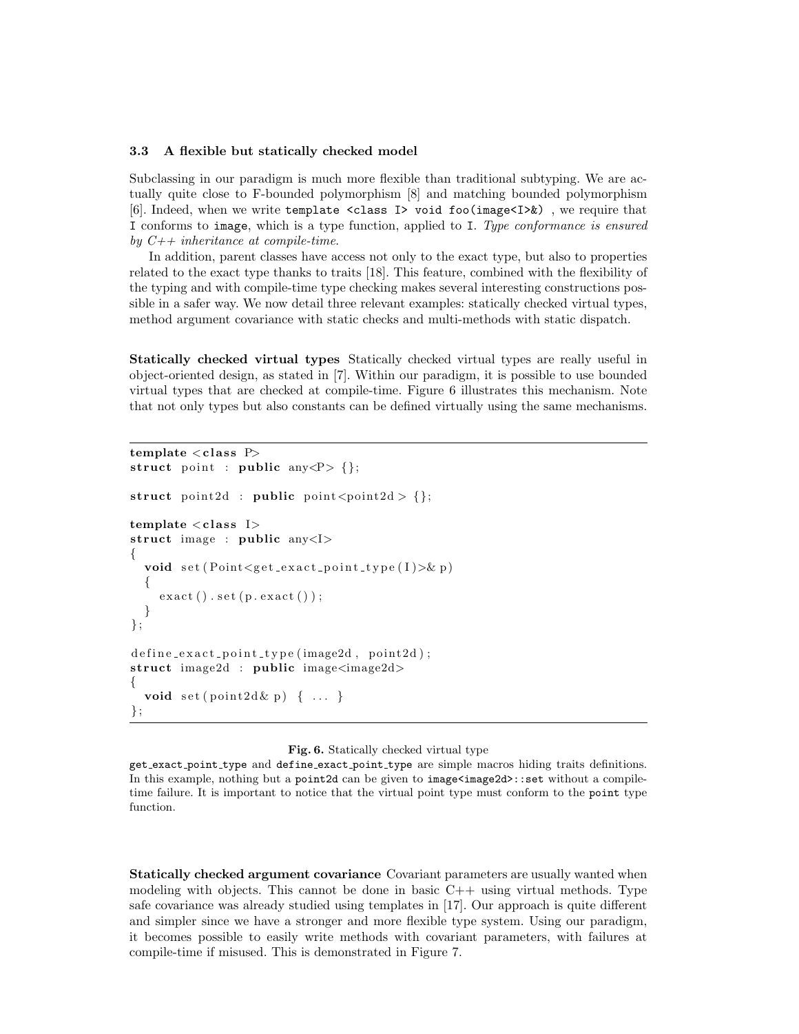### 3.3 A flexible but statically checked model

Subclassing in our paradigm is much more flexible than traditional subtyping. We are actually quite close to F-bounded polymorphism [8] and matching bounded polymorphism [6]. Indeed, when we write `template <class I> void foo(image<I>&)` , we require that `I` conforms to `image`, which is a type function, applied to `I`. *Type conformance is ensured by C++ inheritance at compile-time.*

In addition, parent classes have access not only to the exact type, but also to properties related to the exact type thanks to traits [18]. This feature, combined with the flexibility of the typing and with compile-time type checking makes several interesting constructions possible in a safer way. We now detail three relevant examples: statically checked virtual types, method argument covariance with static checks and multi-methods with static dispatch.

**Statically checked virtual types** Statically checked virtual types are really useful in object-oriented design, as stated in [7]. Within our paradigm, it is possible to use bounded virtual types that are checked at compile-time. Figure 6 illustrates this mechanism. Note that not only types but also constants can be defined virtually using the same mechanisms.

```
template <class P>
struct point : public any<P> {};

struct point2d : public point<point2d > {};

template <class I>
struct image : public any<I>
{
  void set(Point<get_exact_point_type(I)>& p)
  {
    exact().set(p.exact());
  }
};

define_exact_point_type(image2d, point2d);
struct image2d : public image<image2d>
{
  void set(point2d& p) { ... }
};
```

**Fig. 6.** Statically checked virtual type
`get_exact_point_type` and `define_exact_point_type` are simple macros hiding traits definitions. In this example, nothing but a `point2d` can be given to `image<image2d>::set` without a compile-time failure. It is important to notice that the virtual point type must conform to the `point` type function.

**Statically checked argument covariance** Covariant parameters are usually wanted when modeling with objects. This cannot be done in basic C++ using virtual methods. Type safe covariance was already studied using templates in [17]. Our approach is quite different and simpler since we have a stronger and more flexible type system. Using our paradigm, it becomes possible to easily write methods with covariant parameters, with failures at compile-time if misused. This is demonstrated in Figure 7.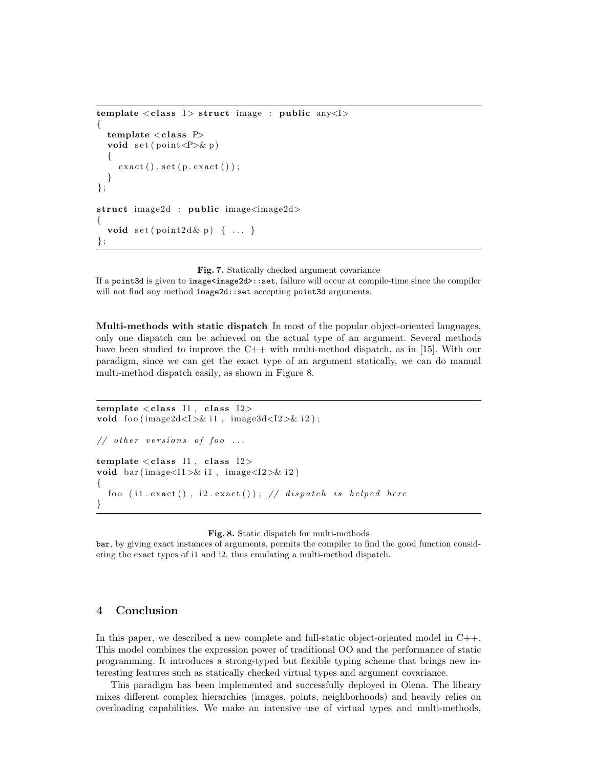```
template <class I> struct image : public any<I>
{
  template <class P>
  void set(point<P>& p)
  {
    exact().set(p.exact());
  }
};

struct image2d : public image<image2d>
{
  void set(point2d& p) { ... }
};
```

**Fig. 7.** Statically checked argument covariance
If a `point3d` is given to `image<image2d>::set`, failure will occur at compile-time since the compiler will not find any method `image2d::set` accepting `point3d` arguments.

**Multi-methods with static dispatch** In most of the popular object-oriented languages, only one dispatch can be achieved on the actual type of an argument. Several methods have been studied to improve the C++ with multi-method dispatch, as in [15]. With our paradigm, since we can get the exact type of an argument statically, we can do manual multi-method dispatch easily, as shown in Figure 8.

```
template <class I1, class I2>
void foo(image2d<I>& i1, image3d<I2>& i2);

// other versions of foo ...

template <class I1, class I2>
void bar(image<I1>& i1, image<I2>& i2)
{
  foo (i1.exact(), i2.exact()); // dispatch is helped here
}
```

**Fig. 8.** Static dispatch for multi-methods
`bar`, by giving exact instances of arguments, permits the compiler to find the good function considering the exact types of i1 and i2, thus emulating a multi-method dispatch.

## 4 Conclusion

In this paper, we described a new complete and full-static object-oriented model in C++. This model combines the expression power of traditional OO and the performance of static programming. It introduces a strong-typed but flexible typing scheme that brings new interesting features such as statically checked virtual types and argument covariance.

This paradigm has been implemented and successfully deployed in Olena. The library mixes different complex hierarchies (images, points, neighborhoods) and heavily relies on overloading capabilities. We make an intensive use of virtual types and multi-methods,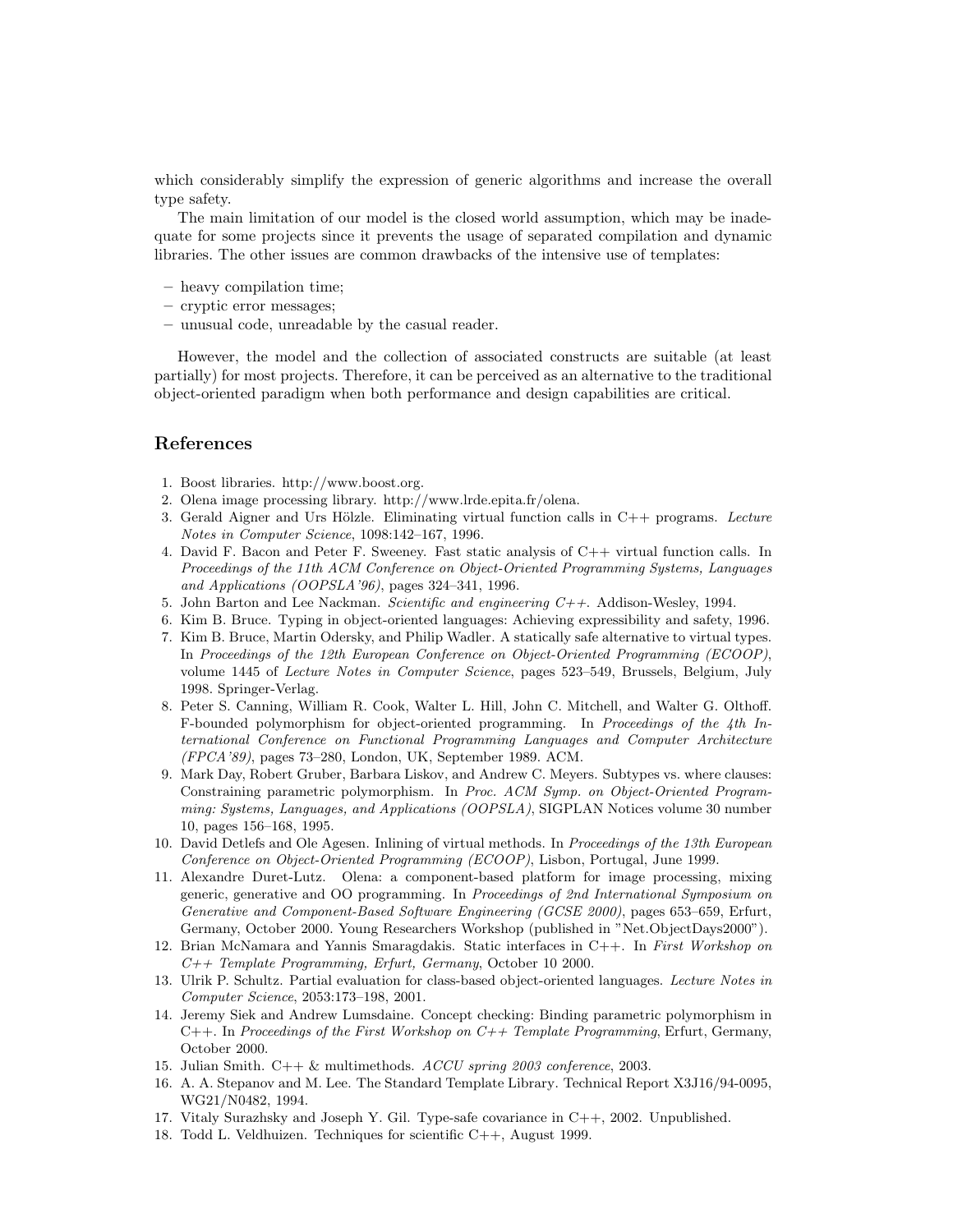which considerably simplify the expression of generic algorithms and increase the overall type safety.

The main limitation of our model is the closed world assumption, which may be inadequate for some projects since it prevents the usage of separated compilation and dynamic libraries. The other issues are common drawbacks of the intensive use of templates:

- heavy compilation time;
- cryptic error messages;
- unusual code, unreadable by the casual reader.

However, the model and the collection of associated constructs are suitable (at least partially) for most projects. Therefore, it can be perceived as an alternative to the traditional object-oriented paradigm when both performance and design capabilities are critical.

## References

1. Boost libraries. http://www.boost.org.
2. Olena image processing library. http://www.lrde.epita.fr/olena.
3. Gerald Aigner and Urs Hölzle. Eliminating virtual function calls in C++ programs. *Lecture Notes in Computer Science*, 1098:142–167, 1996.
4. David F. Bacon and Peter F. Sweeney. Fast static analysis of C++ virtual function calls. In *Proceedings of the 11th ACM Conference on Object-Oriented Programming Systems, Languages and Applications (OOPSLA'96)*, pages 324–341, 1996.
5. John Barton and Lee Nackman. *Scientific and engineering C++*. Addison-Wesley, 1994.
6. Kim B. Bruce. Typing in object-oriented languages: Achieving expressibility and safety, 1996.
7. Kim B. Bruce, Martin Odersky, and Philip Wadler. A statically safe alternative to virtual types. In *Proceedings of the 12th European Conference on Object-Oriented Programming (ECOOP)*, volume 1445 of *Lecture Notes in Computer Science*, pages 523–549, Brussels, Belgium, July 1998. Springer-Verlag.
8. Peter S. Canning, William R. Cook, Walter L. Hill, John C. Mitchell, and Walter G. Olthoff. F-bounded polymorphism for object-oriented programming. In *Proceedings of the 4th International Conference on Functional Programming Languages and Computer Architecture (FPCA'89)*, pages 73–280, London, UK, September 1989. ACM.
9. Mark Day, Robert Gruber, Barbara Liskov, and Andrew C. Meyers. Subtypes vs. where clauses: Constraining parametric polymorphism. In *Proc. ACM Symp. on Object-Oriented Programming: Systems, Languages, and Applications (OOPSLA)*, SIGPLAN Notices volume 30 number 10, pages 156–168, 1995.
10. David Detlefs and Ole Agesen. Inlining of virtual methods. In *Proceedings of the 13th European Conference on Object-Oriented Programming (ECOOP)*, Lisbon, Portugal, June 1999.
11. Alexandre Duret-Lutz. Olena: a component-based platform for image processing, mixing generic, generative and OO programming. In *Proceedings of 2nd International Symposium on Generative and Component-Based Software Engineering (GCSE 2000)*, pages 653–659, Erfurt, Germany, October 2000. Young Researchers Workshop (published in "Net.ObjectDays2000").
12. Brian McNamara and Yannis Smaragdakis. Static interfaces in C++. In *First Workshop on C++ Template Programming, Erfurt, Germany*, October 10 2000.
13. Ulrik P. Schultz. Partial evaluation for class-based object-oriented languages. *Lecture Notes in Computer Science*, 2053:173–198, 2001.
14. Jeremy Siek and Andrew Lumsdaine. Concept checking: Binding parametric polymorphism in C++. In *Proceedings of the First Workshop on C++ Template Programming*, Erfurt, Germany, October 2000.
15. Julian Smith. C++ & multimethods. *ACCU spring 2003 conference*, 2003.
16. A. A. Stepanov and M. Lee. The Standard Template Library. Technical Report X3J16/94-0095, WG21/N0482, 1994.
17. Vitaly Surazhsky and Joseph Y. Gil. Type-safe covariance in C++, 2002. Unpublished.
18. Todd L. Veldhuizen. Techniques for scientific C++, August 1999.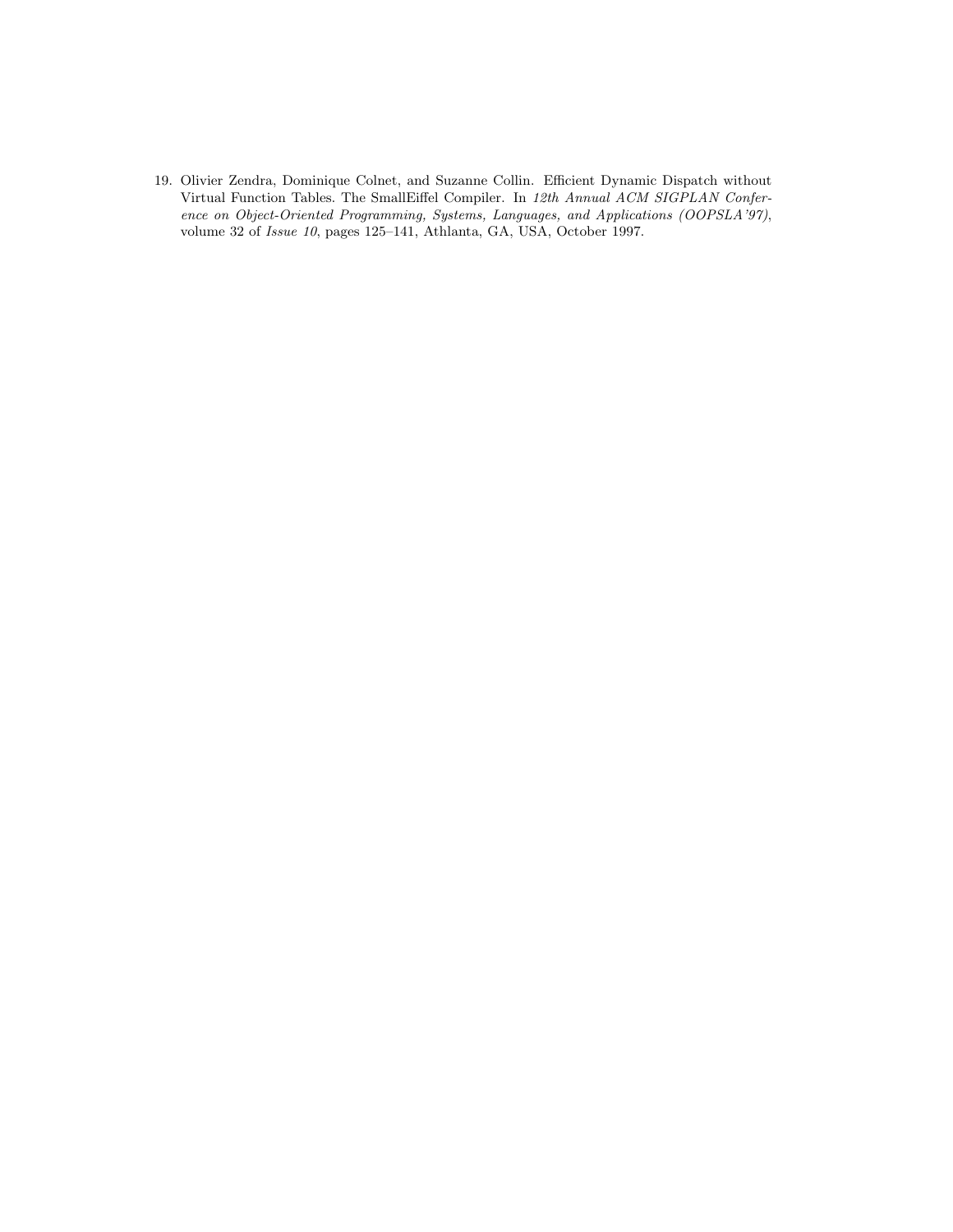19. Olivier Zendra, Dominique Colnet, and Suzanne Collin. Efficient Dynamic Dispatch without Virtual Function Tables. The SmallEiffel Compiler. In *12th Annual ACM SIGPLAN Conference on Object-Oriented Programming, Systems, Languages, and Applications (OOPSLA'97)*, volume 32 of *Issue 10*, pages 125–141, Athlanta, GA, USA, October 1997.